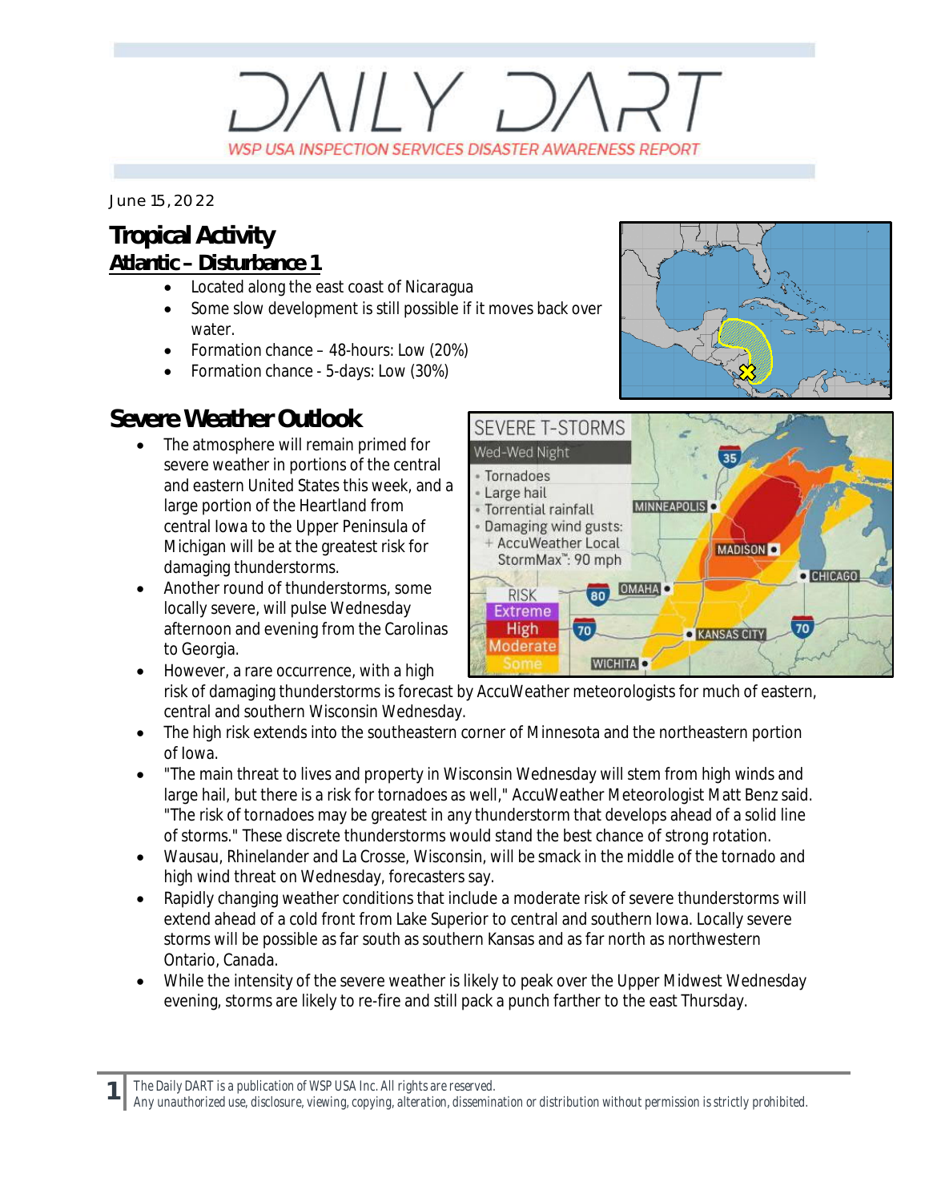# DAILY DART

WSP USA INSPECTION SERVICES DISASTER AWARENESS REPORT

June 15, 2022

## Tropical Activity

### Atlantic – Disturbance 1

- Located along the east coast of Nicaragua
- Some slow development is still possible if it moves back over water.
- Formation chance – 48-hours: Low (20%)
- Formation chance - 5-days: Low (30%)

## Severe Weather Outlook

SEVERE T-STORMS
Wed-Wed Night
• Tornadoes
• Large hail
• Torrential rainfall
• Damaging wind gusts:
+ AccuWeather Local StormMax™: 90 mph
RISK
Extreme
High
Moderate
Some
MINNEAPOLIS
MADISON
CHICAGO
OMAHA
KANSAS CITY
WICHITA
35
80
70
70

- The atmosphere will remain primed for severe weather in portions of the central and eastern United States this week, and a large portion of the Heartland from central Iowa to the Upper Peninsula of Michigan will be at the greatest risk for damaging thunderstorms.
- Another round of thunderstorms, some locally severe, will pulse Wednesday afternoon and evening from the Carolinas to Georgia.
- However, a rare occurrence, with a high risk of damaging thunderstorms is forecast by AccuWeather meteorologists for much of eastern, central and southern Wisconsin Wednesday.
- The high risk extends into the southeastern corner of Minnesota and the northeastern portion of Iowa.
- "The main threat to lives and property in Wisconsin Wednesday will stem from high winds and large hail, but there is a risk for tornadoes as well," AccuWeather Meteorologist Matt Benz said. "The risk of tornadoes may be greatest in any thunderstorm that develops ahead of a solid line of storms." These discrete thunderstorms would stand the best chance of strong rotation.
- Wausau, Rhinelander and La Crosse, Wisconsin, will be smack in the middle of the tornado and high wind threat on Wednesday, forecasters say.
- Rapidly changing weather conditions that include a moderate risk of severe thunderstorms will extend ahead of a cold front from Lake Superior to central and southern Iowa. Locally severe storms will be possible as far south as southern Kansas and as far north as northwestern Ontario, Canada.
- While the intensity of the severe weather is likely to peak over the Upper Midwest Wednesday evening, storms are likely to re-fire and still pack a punch farther to the east Thursday.

*The Daily DART is a publication of WSP USA Inc. All rights are reserved.*
*Any unauthorized use, disclosure, viewing, copying, alteration, dissemination or distribution without permission is strictly prohibited.*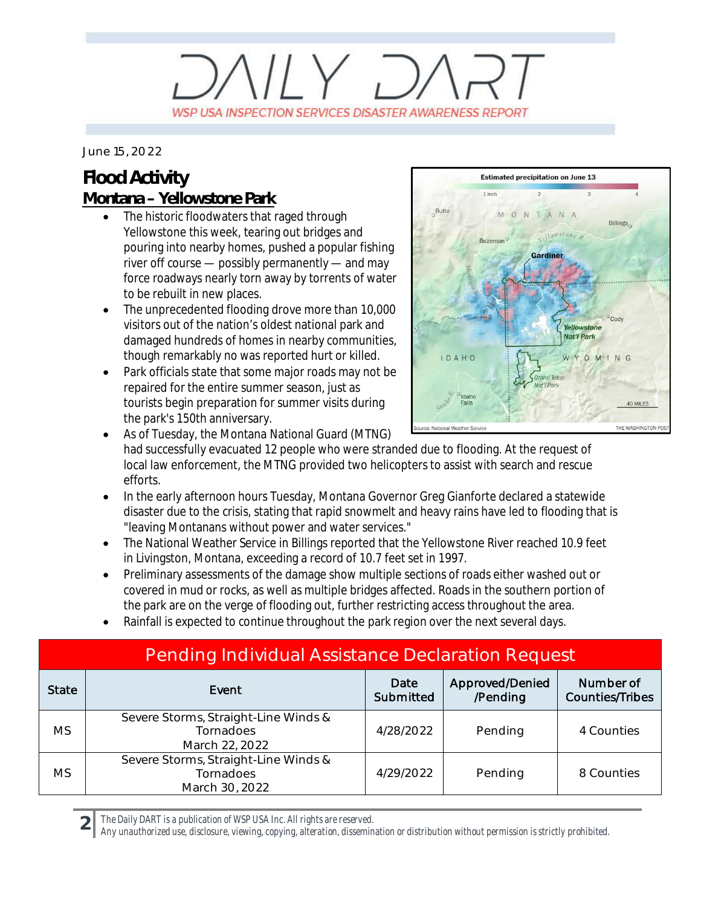# DAILY DART

WSP USA INSPECTION SERVICES DISASTER AWARENESS REPORT

June 15, 2022

## Flood Activity

### Montana – Yellowstone Park

- The historic floodwaters that raged through Yellowstone this week, tearing out bridges and pouring into nearby homes, pushed a popular fishing river off course — possibly permanently — and may force roadways nearly torn away by torrents of water to be rebuilt in new places.
- The unprecedented flooding drove more than 10,000 visitors out of the nation's oldest national park and damaged hundreds of homes in nearby communities, though remarkably no was reported hurt or killed.
- Park officials state that some major roads may not be repaired for the entire summer season, just as tourists begin preparation for summer visits during the park's 150th anniversary.
- As of Tuesday, the Montana National Guard (MTNG) had successfully evacuated 12 people who were stranded due to flooding. At the request of local law enforcement, the MTNG provided two helicopters to assist with search and rescue efforts.
- In the early afternoon hours Tuesday, Montana Governor Greg Gianforte declared a statewide disaster due to the crisis, stating that rapid snowmelt and heavy rains have led to flooding that is "leaving Montanans without power and water services."
- The National Weather Service in Billings reported that the Yellowstone River reached 10.9 feet in Livingston, Montana, exceeding a record of 10.7 feet set in 1997.
- Preliminary assessments of the damage show multiple sections of roads either washed out or covered in mud or rocks, as well as multiple bridges affected. Roads in the southern portion of the park are on the verge of flooding out, further restricting access throughout the area.
- Rainfall is expected to continue throughout the park region over the next several days.

Estimated precipitation on June 13

1 inch
2
3
4

Butte
MONTANA
Billings
Bozeman
Yellowstone R.
Gardiner
Madison R.
Cody
Yellowstone Nat'l Park
IDAHO
WYOMING
Grand Teton Nat'l Park
Snake R.
Idaho Falls
40 MILES

Source: National Weather Service
THE WASHINGTON POST

| Pending Individual Assistance Declaration Request | | | | |
|---|---|---|---|---|
| State | Event | Date Submitted | Approved/Denied /Pending | Number of Counties/Tribes |
| MS | Severe Storms, Straight-Line Winds & Tornadoes March 22, 2022 | 4/28/2022 | Pending | 4 Counties |
| MS | Severe Storms, Straight-Line Winds & Tornadoes March 30, 2022 | 4/29/2022 | Pending | 8 Counties |

*The Daily DART is a publication of WSP USA Inc. All rights are reserved.*
*Any unauthorized use, disclosure, viewing, copying, alteration, dissemination or distribution without permission is strictly prohibited.*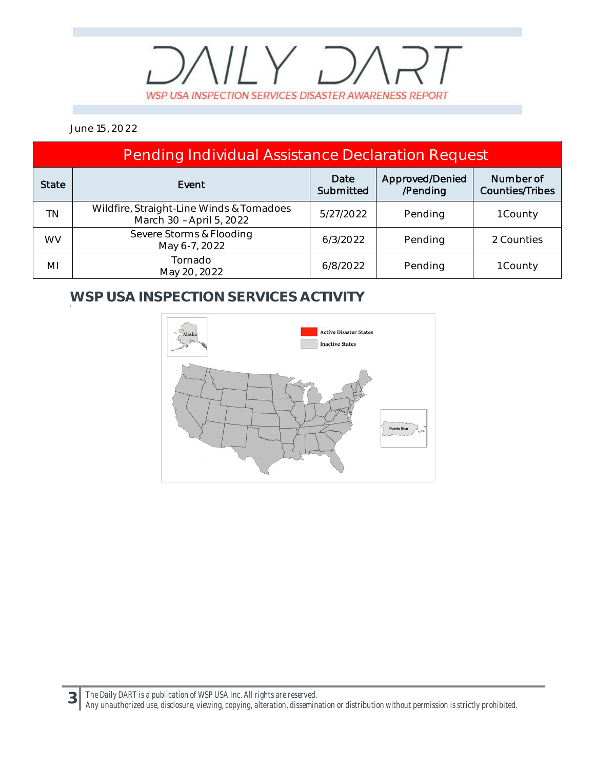# DAILY DART

WSP USA INSPECTION SERVICES DISASTER AWARENESS REPORT

June 15, 2022

| Pending Individual Assistance Declaration Request | | | | |
|---|---|---|---|---|
| State | Event | Date Submitted | Approved/Denied /Pending | Number of Counties/Tribes |
| TN | Wildfire, Straight-Line Winds & Tornadoes March 30 – April 5, 2022 | 5/27/2022 | Pending | 1 County |
| WV | Severe Storms & Flooding May 6-7, 2022 | 6/3/2022 | Pending | 2 Counties |
| MI | Tornado May 20, 2022 | 6/8/2022 | Pending | 1 County |

## WSP USA INSPECTION SERVICES ACTIVITY

Alaska

Active Disaster States

Inactive States

Puerto Rico

*The Daily DART is a publication of WSP USA Inc. All rights are reserved.*
*Any unauthorized use, disclosure, viewing, copying, alteration, dissemination or distribution without permission is strictly prohibited.*